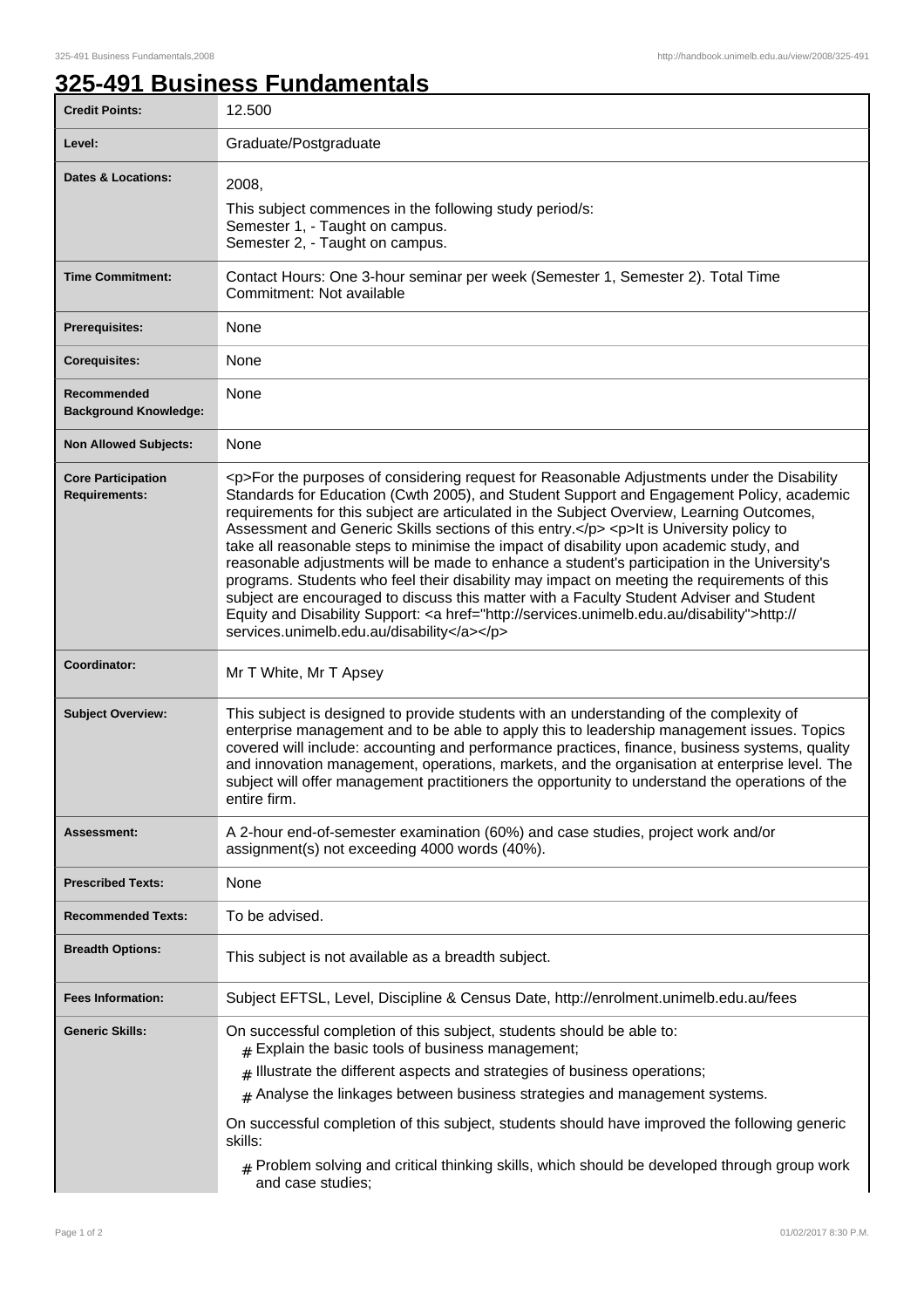# 325-491 Business Fundamentals

| | |
|---|---|
| **Credit Points:** | 12.500 |
| **Level:** | Graduate/Postgraduate |
| **Dates & Locations:** | 2008,<br>This subject commences in the following study period/s:<br>Semester 1, - Taught on campus.<br>Semester 2, - Taught on campus. |
| **Time Commitment:** | Contact Hours: One 3-hour seminar per week (Semester 1, Semester 2). Total Time Commitment: Not available |
| **Prerequisites:** | None |
| **Corequisites:** | None |
| **Recommended Background Knowledge:** | None |
| **Non Allowed Subjects:** | None |
| **Core Participation Requirements:** | <p>For the purposes of considering request for Reasonable Adjustments under the Disability Standards for Education (Cwth 2005), and Student Support and Engagement Policy, academic requirements for this subject are articulated in the Subject Overview, Learning Outcomes, Assessment and Generic Skills sections of this entry.</p> <p>It is University policy to take all reasonable steps to minimise the impact of disability upon academic study, and reasonable adjustments will be made to enhance a student's participation in the University's programs. Students who feel their disability may impact on meeting the requirements of this subject are encouraged to discuss this matter with a Faculty Student Adviser and Student Equity and Disability Support: <a href="http://services.unimelb.edu.au/disability">http://services.unimelb.edu.au/disability</a></p> |
| **Coordinator:** | Mr T White, Mr T Apsey |
| **Subject Overview:** | This subject is designed to provide students with an understanding of the complexity of enterprise management and to be able to apply this to leadership management issues. Topics covered will include: accounting and performance practices, finance, business systems, quality and innovation management, operations, markets, and the organisation at enterprise level. The subject will offer management practitioners the opportunity to understand the operations of the entire firm. |
| **Assessment:** | A 2-hour end-of-semester examination (60%) and case studies, project work and/or assignment(s) not exceeding 4000 words (40%). |
| **Prescribed Texts:** | None |
| **Recommended Texts:** | To be advised. |
| **Breadth Options:** | This subject is not available as a breadth subject. |
| **Fees Information:** | Subject EFTSL, Level, Discipline & Census Date, http://enrolment.unimelb.edu.au/fees |
| **Generic Skills:** | On successful completion of this subject, students should be able to:<br># Explain the basic tools of business management;<br># Illustrate the different aspects and strategies of business operations;<br># Analyse the linkages between business strategies and management systems.<br>On successful completion of this subject, students should have improved the following generic skills:<br># Problem solving and critical thinking skills, which should be developed through group work and case studies; |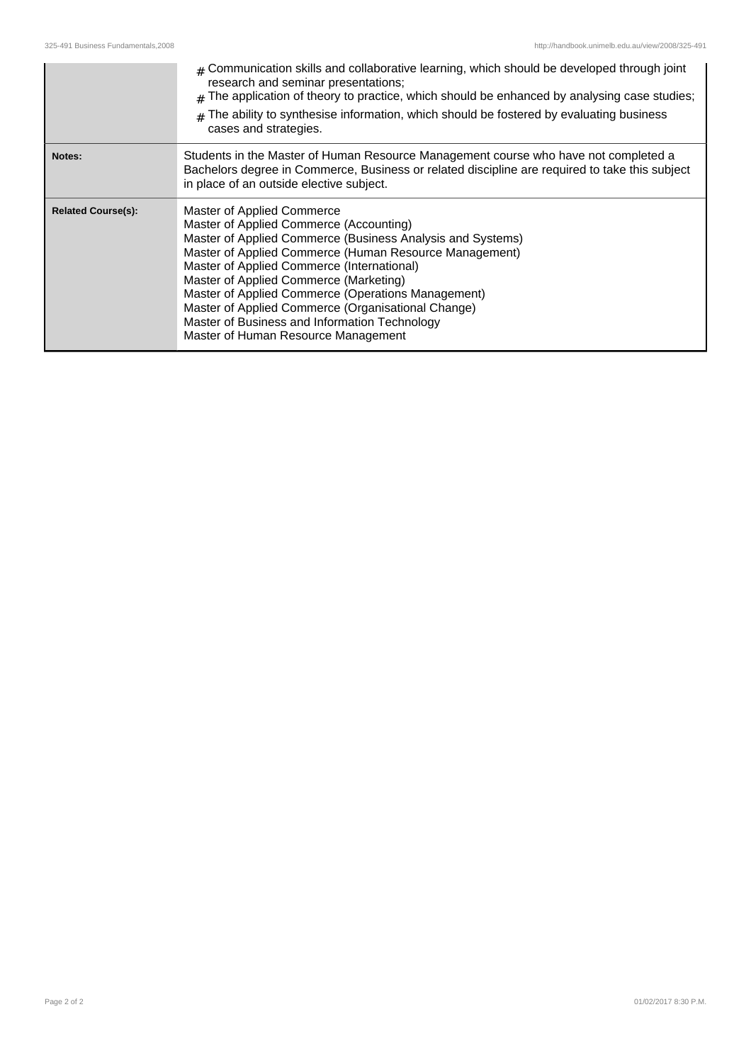| | |
|---|---|
| | # Communication skills and collaborative learning, which should be developed through joint research and seminar presentations;<br># The application of theory to practice, which should be enhanced by analysing case studies;<br># The ability to synthesise information, which should be fostered by evaluating business cases and strategies. |
| **Notes:** | Students in the Master of Human Resource Management course who have not completed a Bachelors degree in Commerce, Business or related discipline are required to take this subject in place of an outside elective subject. |
| **Related Course(s):** | Master of Applied Commerce<br>Master of Applied Commerce (Accounting)<br>Master of Applied Commerce (Business Analysis and Systems)<br>Master of Applied Commerce (Human Resource Management)<br>Master of Applied Commerce (International)<br>Master of Applied Commerce (Marketing)<br>Master of Applied Commerce (Operations Management)<br>Master of Applied Commerce (Organisational Change)<br>Master of Business and Information Technology<br>Master of Human Resource Management |